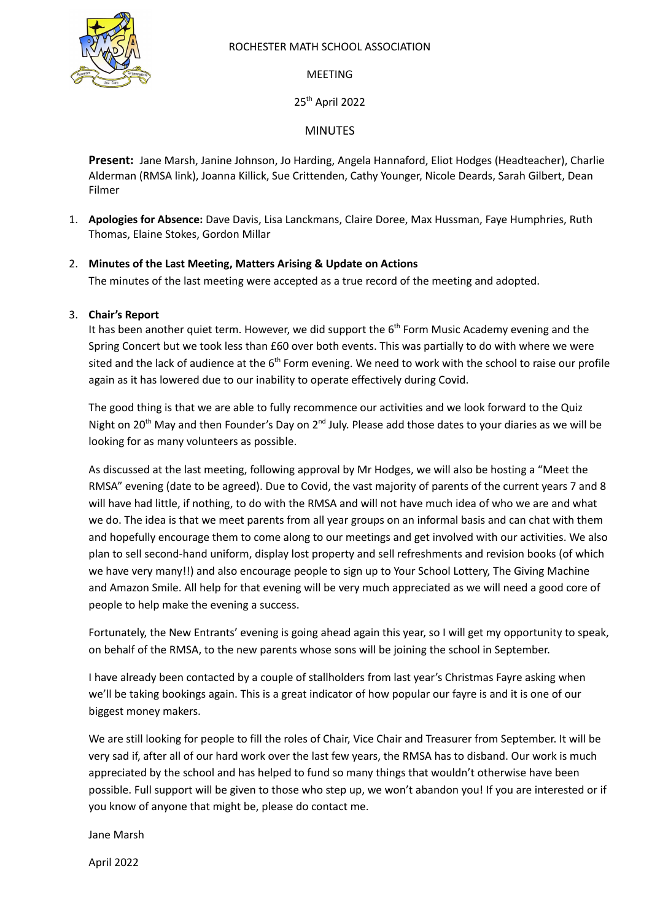ROCHESTER MATH SCHOOL ASSOCIATION

MEETING

25th April 2022

MINUTES

**Present:** Jane Marsh, Janine Johnson, Jo Harding, Angela Hannaford, Eliot Hodges (Headteacher), Charlie Alderman (RMSA link), Joanna Killick, Sue Crittenden, Cathy Younger, Nicole Deards, Sarah Gilbert, Dean Filmer

1. **Apologies for Absence:** Dave Davis, Lisa Lanckmans, Claire Doree, Max Hussman, Faye Humphries, Ruth Thomas, Elaine Stokes, Gordon Millar

2. **Minutes of the Last Meeting, Matters Arising & Update on Actions**

   The minutes of the last meeting were accepted as a true record of the meeting and adopted.

3. **Chair's Report**

   It has been another quiet term. However, we did support the 6th Form Music Academy evening and the Spring Concert but we took less than £60 over both events. This was partially to do with where we were sited and the lack of audience at the 6th Form evening. We need to work with the school to raise our profile again as it has lowered due to our inability to operate effectively during Covid.

   The good thing is that we are able to fully recommence our activities and we look forward to the Quiz Night on 20th May and then Founder's Day on 2nd July. Please add those dates to your diaries as we will be looking for as many volunteers as possible.

   As discussed at the last meeting, following approval by Mr Hodges, we will also be hosting a "Meet the RMSA" evening (date to be agreed). Due to Covid, the vast majority of parents of the current years 7 and 8 will have had little, if nothing, to do with the RMSA and will not have much idea of who we are and what we do. The idea is that we meet parents from all year groups on an informal basis and can chat with them and hopefully encourage them to come along to our meetings and get involved with our activities. We also plan to sell second-hand uniform, display lost property and sell refreshments and revision books (of which we have very many!!) and also encourage people to sign up to Your School Lottery, The Giving Machine and Amazon Smile. All help for that evening will be very much appreciated as we will need a good core of people to help make the evening a success.

   Fortunately, the New Entrants' evening is going ahead again this year, so I will get my opportunity to speak, on behalf of the RMSA, to the new parents whose sons will be joining the school in September.

   I have already been contacted by a couple of stallholders from last year's Christmas Fayre asking when we'll be taking bookings again. This is a great indicator of how popular our fayre is and it is one of our biggest money makers.

   We are still looking for people to fill the roles of Chair, Vice Chair and Treasurer from September. It will be very sad if, after all of our hard work over the last few years, the RMSA has to disband. Our work is much appreciated by the school and has helped to fund so many things that wouldn't otherwise have been possible. Full support will be given to those who step up, we won't abandon you! If you are interested or if you know of anyone that might be, please do contact me.

   Jane Marsh

   April 2022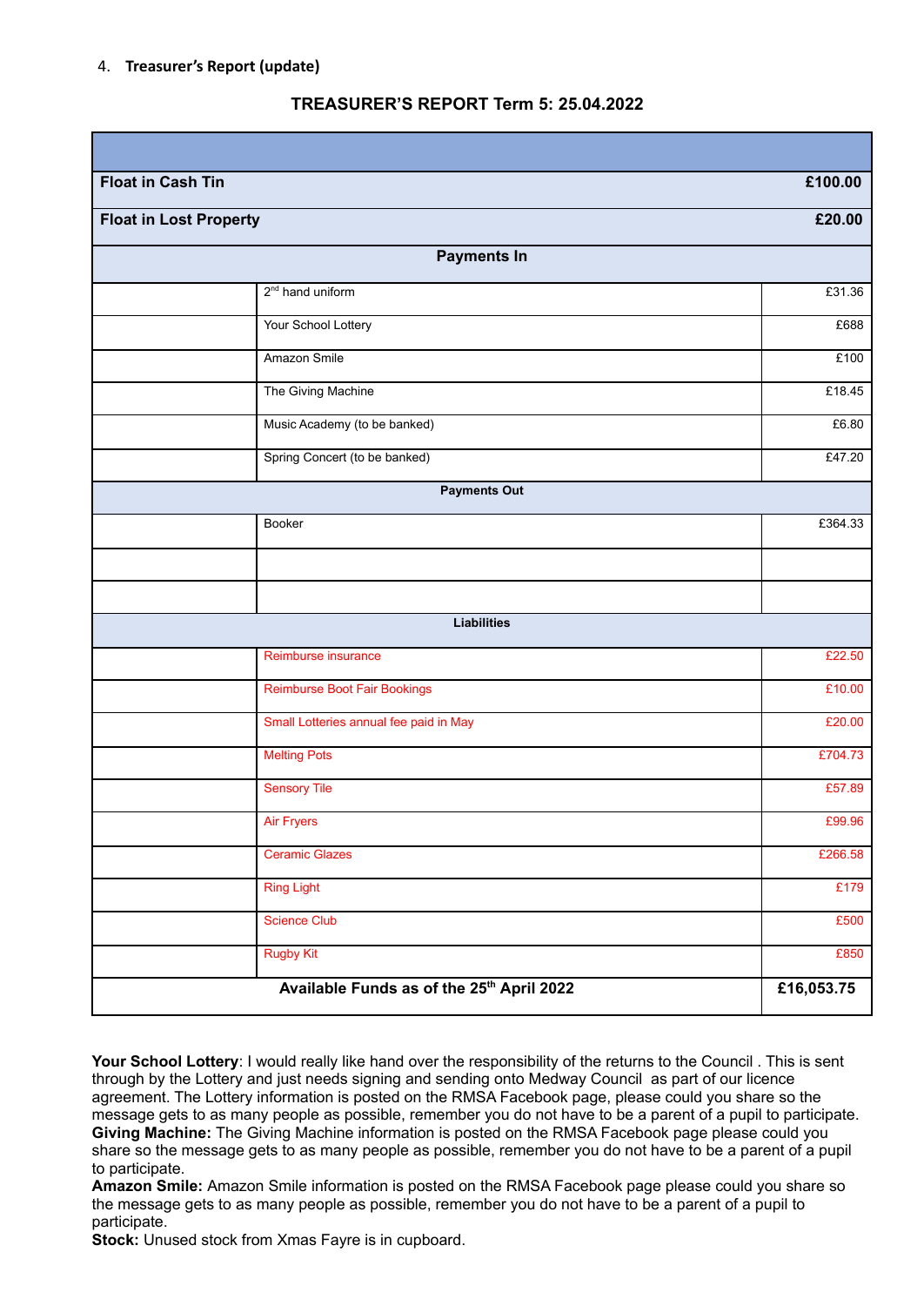4. **Treasurer's Report (update)**

## TREASURER'S REPORT Term 5: 25.04.2022

| | | |
|---|---|---|
| **Float in Cash Tin** | | **£100.00** |
| **Float in Lost Property** | | **£20.00** |
| | **Payments In** | |
| | 2nd hand uniform | £31.36 |
| | Your School Lottery | £688 |
| | Amazon Smile | £100 |
| | The Giving Machine | £18.45 |
| | Music Academy (to be banked) | £6.80 |
| | Spring Concert (to be banked) | £47.20 |
| | **Payments Out** | |
| | Booker | £364.33 |
| | | |
| | | |
| | **Liabilities** | |
| | Reimburse insurance | £22.50 |
| | Reimburse Boot Fair Bookings | £10.00 |
| | Small Lotteries annual fee paid in May | £20.00 |
| | Melting Pots | £704.73 |
| | Sensory Tile | £57.89 |
| | Air Fryers | £99.96 |
| | Ceramic Glazes | £266.58 |
| | Ring Light | £179 |
| | Science Club | £500 |
| | Rugby Kit | £850 |
| **Available Funds as of the 25th April 2022** | | **£16,053.75** |

**Your School Lottery**: I would really like hand over the responsibility of the returns to the Council . This is sent through by the Lottery and just needs signing and sending onto Medway Council as part of our licence agreement. The Lottery information is posted on the RMSA Facebook page, please could you share so the message gets to as many people as possible, remember you do not have to be a parent of a pupil to participate.
**Giving Machine:** The Giving Machine information is posted on the RMSA Facebook page please could you share so the message gets to as many people as possible, remember you do not have to be a parent of a pupil to participate.
**Amazon Smile:** Amazon Smile information is posted on the RMSA Facebook page please could you share so the message gets to as many people as possible, remember you do not have to be a parent of a pupil to participate.
**Stock:** Unused stock from Xmas Fayre is in cupboard.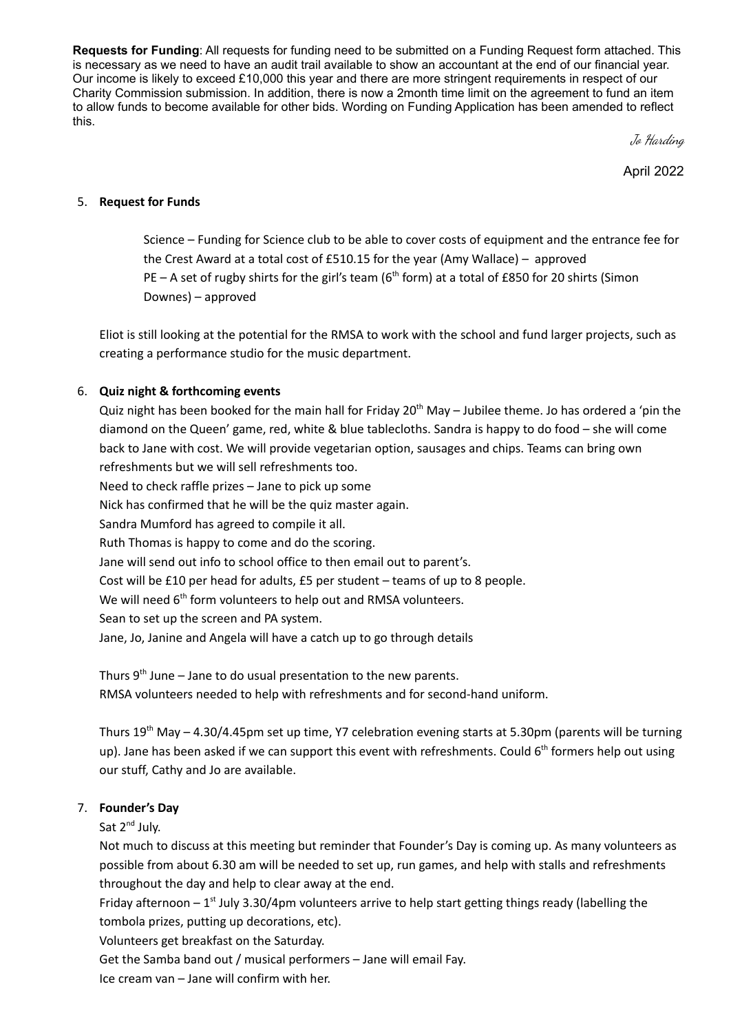**Requests for Funding**: All requests for funding need to be submitted on a Funding Request form attached. This is necessary as we need to have an audit trail available to show an accountant at the end of our financial year. Our income is likely to exceed £10,000 this year and there are more stringent requirements in respect of our Charity Commission submission. In addition, there is now a 2month time limit on the agreement to fund an item to allow funds to become available for other bids. Wording on Funding Application has been amended to reflect this.

*Jo Harding*

April 2022

5. **Request for Funds**

   Science – Funding for Science club to be able to cover costs of equipment and the entrance fee for the Crest Award at a total cost of £510.15 for the year (Amy Wallace) – approved
   PE – A set of rugby shirts for the girl's team (6th form) at a total of £850 for 20 shirts (Simon Downes) – approved

   Eliot is still looking at the potential for the RMSA to work with the school and fund larger projects, such as creating a performance studio for the music department.

6. **Quiz night & forthcoming events**

   Quiz night has been booked for the main hall for Friday 20th May – Jubilee theme. Jo has ordered a 'pin the diamond on the Queen' game, red, white & blue tablecloths. Sandra is happy to do food – she will come back to Jane with cost. We will provide vegetarian option, sausages and chips. Teams can bring own refreshments but we will sell refreshments too.
   Need to check raffle prizes – Jane to pick up some
   Nick has confirmed that he will be the quiz master again.
   Sandra Mumford has agreed to compile it all.
   Ruth Thomas is happy to come and do the scoring.
   Jane will send out info to school office to then email out to parent's.
   Cost will be £10 per head for adults, £5 per student – teams of up to 8 people.
   We will need 6th form volunteers to help out and RMSA volunteers.
   Sean to set up the screen and PA system.
   Jane, Jo, Janine and Angela will have a catch up to go through details

   Thurs 9th June – Jane to do usual presentation to the new parents.
   RMSA volunteers needed to help with refreshments and for second-hand uniform.

   Thurs 19th May – 4.30/4.45pm set up time, Y7 celebration evening starts at 5.30pm (parents will be turning up). Jane has been asked if we can support this event with refreshments. Could 6th formers help out using our stuff, Cathy and Jo are available.

7. **Founder's Day**

   Sat 2nd July.
   Not much to discuss at this meeting but reminder that Founder's Day is coming up. As many volunteers as possible from about 6.30 am will be needed to set up, run games, and help with stalls and refreshments throughout the day and help to clear away at the end.
   Friday afternoon – 1st July 3.30/4pm volunteers arrive to help start getting things ready (labelling the tombola prizes, putting up decorations, etc).
   Volunteers get breakfast on the Saturday.
   Get the Samba band out / musical performers – Jane will email Fay.
   Ice cream van – Jane will confirm with her.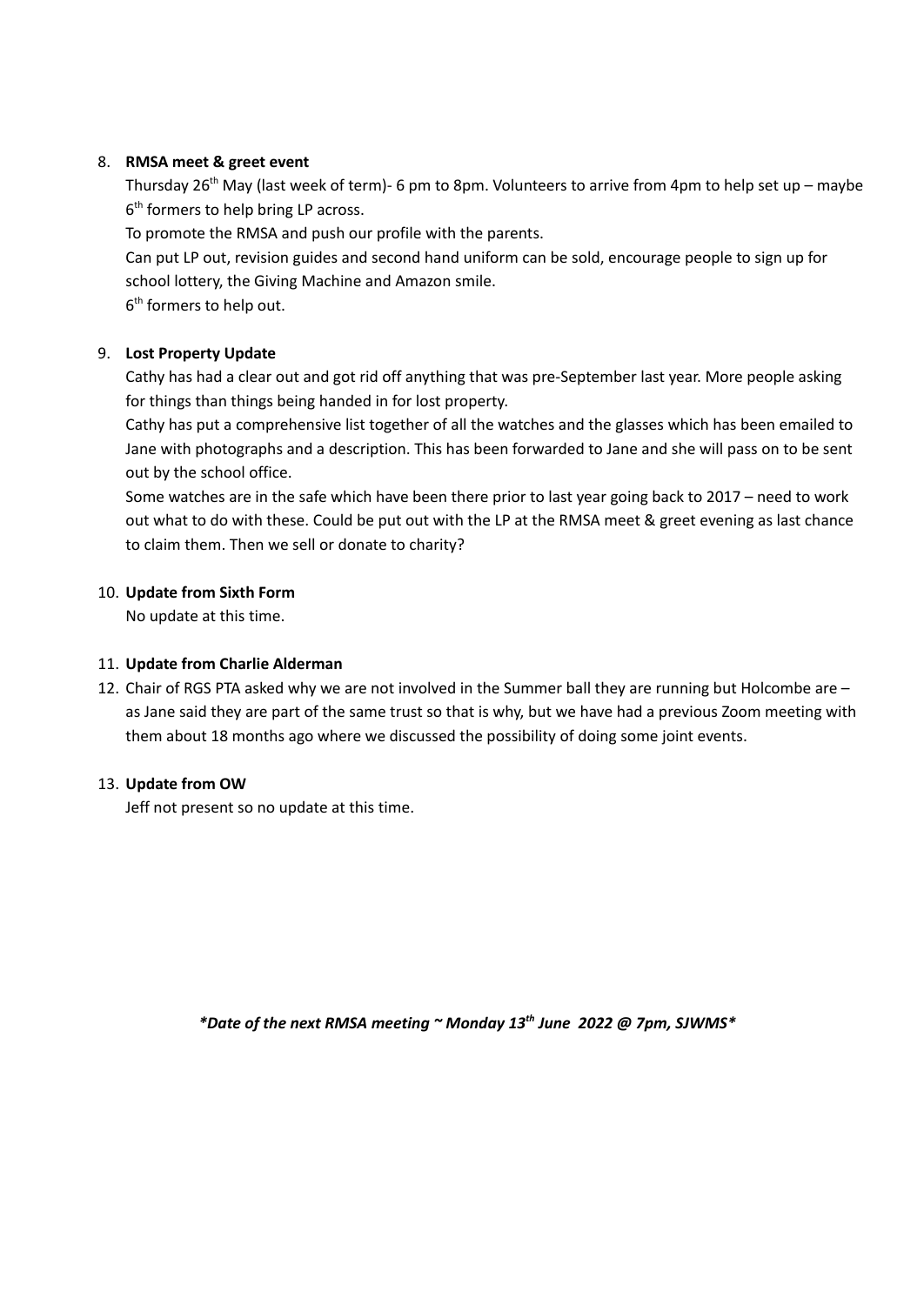8. **RMSA meet & greet event**

   Thursday 26th May (last week of term)- 6 pm to 8pm. Volunteers to arrive from 4pm to help set up – maybe 6th formers to help bring LP across.

   To promote the RMSA and push our profile with the parents.

   Can put LP out, revision guides and second hand uniform can be sold, encourage people to sign up for school lottery, the Giving Machine and Amazon smile.

   6th formers to help out.

9. **Lost Property Update**

   Cathy has had a clear out and got rid off anything that was pre-September last year. More people asking for things than things being handed in for lost property.

   Cathy has put a comprehensive list together of all the watches and the glasses which has been emailed to Jane with photographs and a description. This has been forwarded to Jane and she will pass on to be sent out by the school office.

   Some watches are in the safe which have been there prior to last year going back to 2017 – need to work out what to do with these. Could be put out with the LP at the RMSA meet & greet evening as last chance to claim them. Then we sell or donate to charity?

10. **Update from Sixth Form**

    No update at this time.

11. **Update from Charlie Alderman**

12. Chair of RGS PTA asked why we are not involved in the Summer ball they are running but Holcombe are – as Jane said they are part of the same trust so that is why, but we have had a previous Zoom meeting with them about 18 months ago where we discussed the possibility of doing some joint events.

13. **Update from OW**

    Jeff not present so no update at this time.

***Date of the next RMSA meeting ~ Monday 13th June 2022 @ 7pm, SJWMS***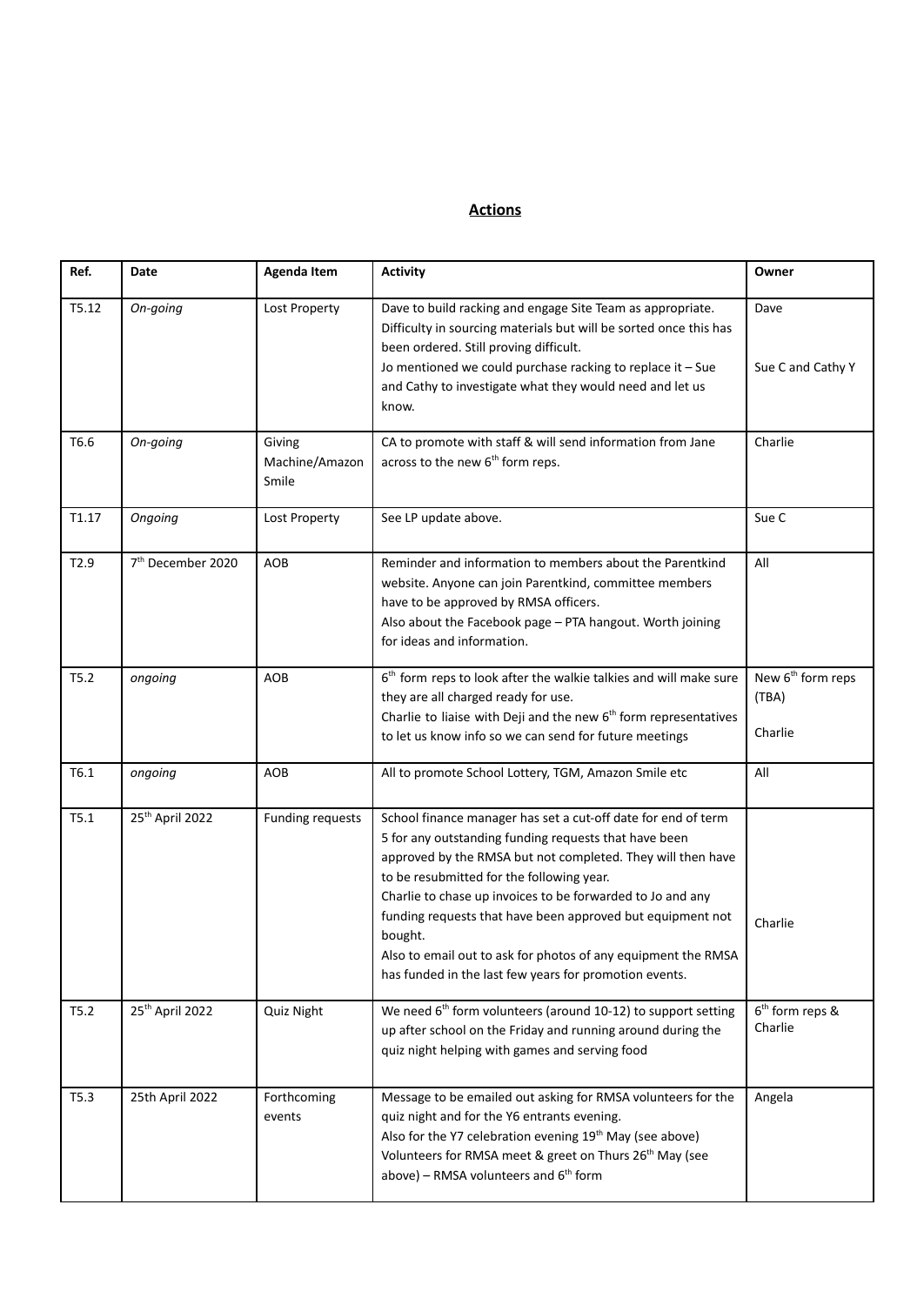## **Actions**

| Ref. | Date | Agenda Item | Activity | Owner |
|---|---|---|---|---|
| T5.12 | *On-going* | Lost Property | Dave to build racking and engage Site Team as appropriate. Difficulty in sourcing materials but will be sorted once this has been ordered. Still proving difficult.<br>Jo mentioned we could purchase racking to replace it – Sue and Cathy to investigate what they would need and let us know. | Dave<br><br>Sue C and Cathy Y |
| T6.6 | *On-going* | Giving Machine/Amazon Smile | CA to promote with staff & will send information from Jane across to the new 6th form reps. | Charlie |
| T1.17 | *Ongoing* | Lost Property | See LP update above. | Sue C |
| T2.9 | 7th December 2020 | AOB | Reminder and information to members about the Parentkind website. Anyone can join Parentkind, committee members have to be approved by RMSA officers.<br>Also about the Facebook page – PTA hangout. Worth joining for ideas and information. | All |
| T5.2 | *ongoing* | AOB | 6th form reps to look after the walkie talkies and will make sure they are all charged ready for use.<br>Charlie to liaise with Deji and the new 6th form representatives to let us know info so we can send for future meetings | New 6th form reps (TBA)<br><br>Charlie |
| T6.1 | *ongoing* | AOB | All to promote School Lottery, TGM, Amazon Smile etc | All |
| T5.1 | 25th April 2022 | Funding requests | School finance manager has set a cut-off date for end of term 5 for any outstanding funding requests that have been approved by the RMSA but not completed. They will then have to be resubmitted for the following year.<br>Charlie to chase up invoices to be forwarded to Jo and any funding requests that have been approved but equipment not bought.<br>Also to email out to ask for photos of any equipment the RMSA has funded in the last few years for promotion events. | Charlie |
| T5.2 | 25th April 2022 | Quiz Night | We need 6th form volunteers (around 10-12) to support setting up after school on the Friday and running around during the quiz night helping with games and serving food | 6th form reps & Charlie |
| T5.3 | 25th April 2022 | Forthcoming events | Message to be emailed out asking for RMSA volunteers for the quiz night and for the Y6 entrants evening.<br>Also for the Y7 celebration evening 19th May (see above)<br>Volunteers for RMSA meet & greet on Thurs 26th May (see above) – RMSA volunteers and 6th form | Angela |